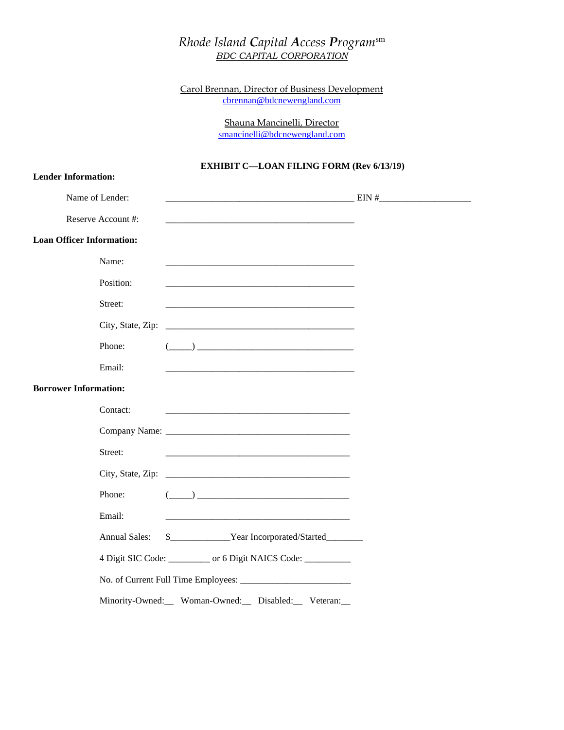# *Rhode Island Capital Access Program*sm

*BDC CAPITAL CORPORATION*

Carol Brennan, Director of Business Development
cbrennan@bdcnewengland.com

Shauna Mancinelli, Director
smancinelli@bdcnewengland.com

**EXHIBIT C—LOAN FILING FORM (Rev 6/13/19)**

**Lender Information:**

Name of Lender: ________________________________________ EIN #____________________

Reserve Account #: ________________________________________

**Loan Officer Information:**

Name: ________________________________________

Position: ________________________________________

Street: ________________________________________

City, State, Zip: ________________________________________

Phone: (_____) ___________________________________

Email: ________________________________________

**Borrower Information:**

Contact: ________________________________________

Company Name: ________________________________________

Street: ________________________________________

City, State, Zip: ________________________________________

Phone: (_____) ___________________________________

Email: ________________________________________

Annual Sales: $_____________Year Incorporated/Started________

4 Digit SIC Code: _________ or 6 Digit NAICS Code: __________

No. of Current Full Time Employees: ________________________

Minority-Owned:__ Woman-Owned:__ Disabled:__ Veteran:__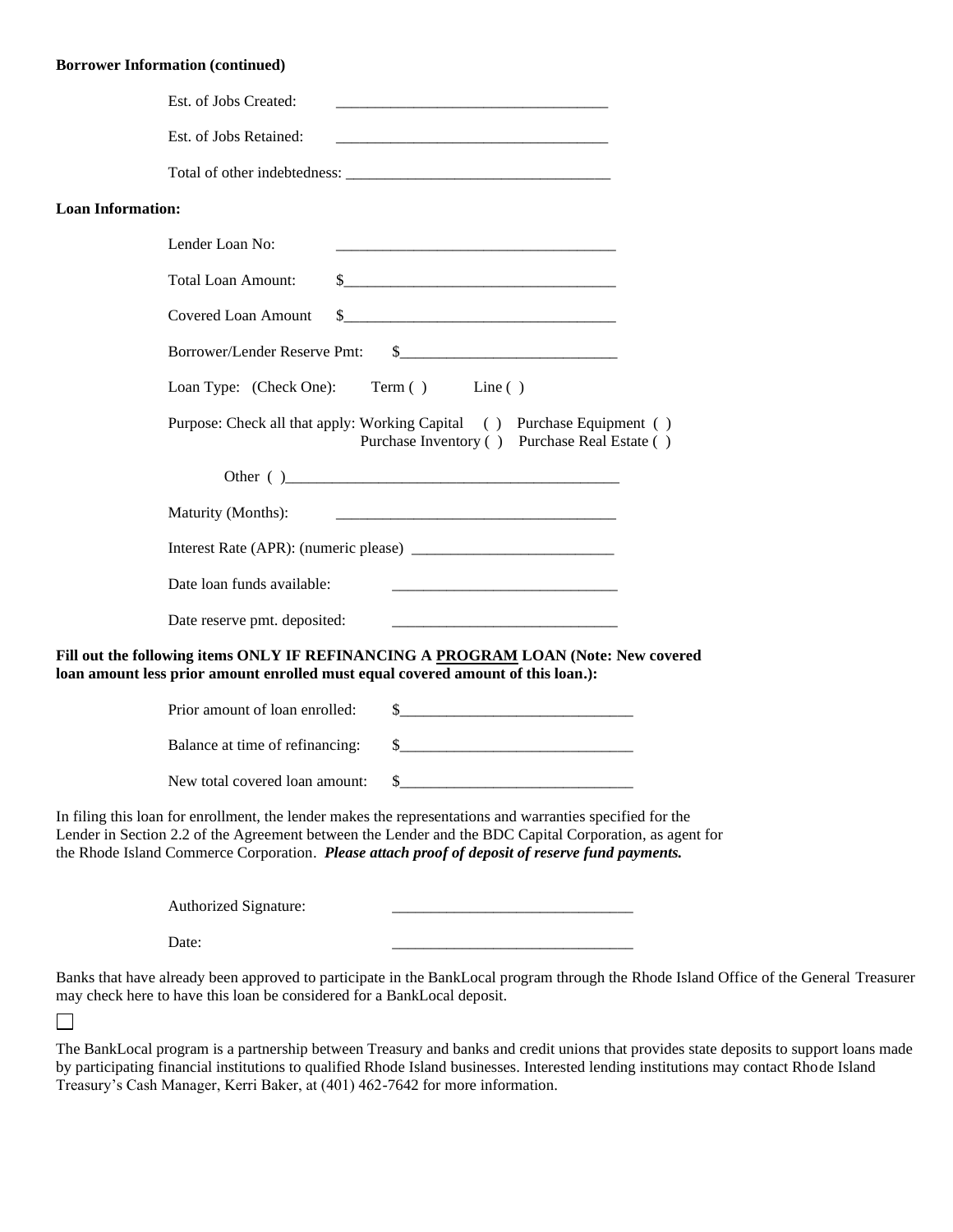**Borrower Information (continued)**

Est. of Jobs Created: ___________________________________

Est. of Jobs Retained: ___________________________________

Total of other indebtedness: _________________________________

**Loan Information:**

Lender Loan No: ____________________________________

Total Loan Amount: $__________________________________

Covered Loan Amount $__________________________________

Borrower/Lender Reserve Pmt: $___________________________

Loan Type: (Check One): Term ( ) Line ( )

Purpose: Check all that apply: Working Capital ( ) Purchase Equipment ( ) Purchase Inventory ( ) Purchase Real Estate ( )

Other ( )___________________________________________

Maturity (Months): ____________________________________

Interest Rate (APR): (numeric please) __________________________

Date loan funds available: _____________________________

Date reserve pmt. deposited: _____________________________

**Fill out the following items ONLY IF REFINANCING A <u>PROGRAM</u> LOAN (Note: New covered loan amount less prior amount enrolled must equal covered amount of this loan.):**

Prior amount of loan enrolled: $_____________________________

Balance at time of refinancing: $_____________________________

New total covered loan amount: $_____________________________

In filing this loan for enrollment, the lender makes the representations and warranties specified for the Lender in Section 2.2 of the Agreement between the Lender and the BDC Capital Corporation, as agent for the Rhode Island Commerce Corporation. ***Please attach proof of deposit of reserve fund payments.***

Authorized Signature: ______________________________

Date: ______________________________

Banks that have already been approved to participate in the BankLocal program through the Rhode Island Office of the General Treasurer may check here to have this loan be considered for a BankLocal deposit.

☐

The BankLocal program is a partnership between Treasury and banks and credit unions that provides state deposits to support loans made by participating financial institutions to qualified Rhode Island businesses. Interested lending institutions may contact Rhode Island Treasury's Cash Manager, Kerri Baker, at (401) 462-7642 for more information.